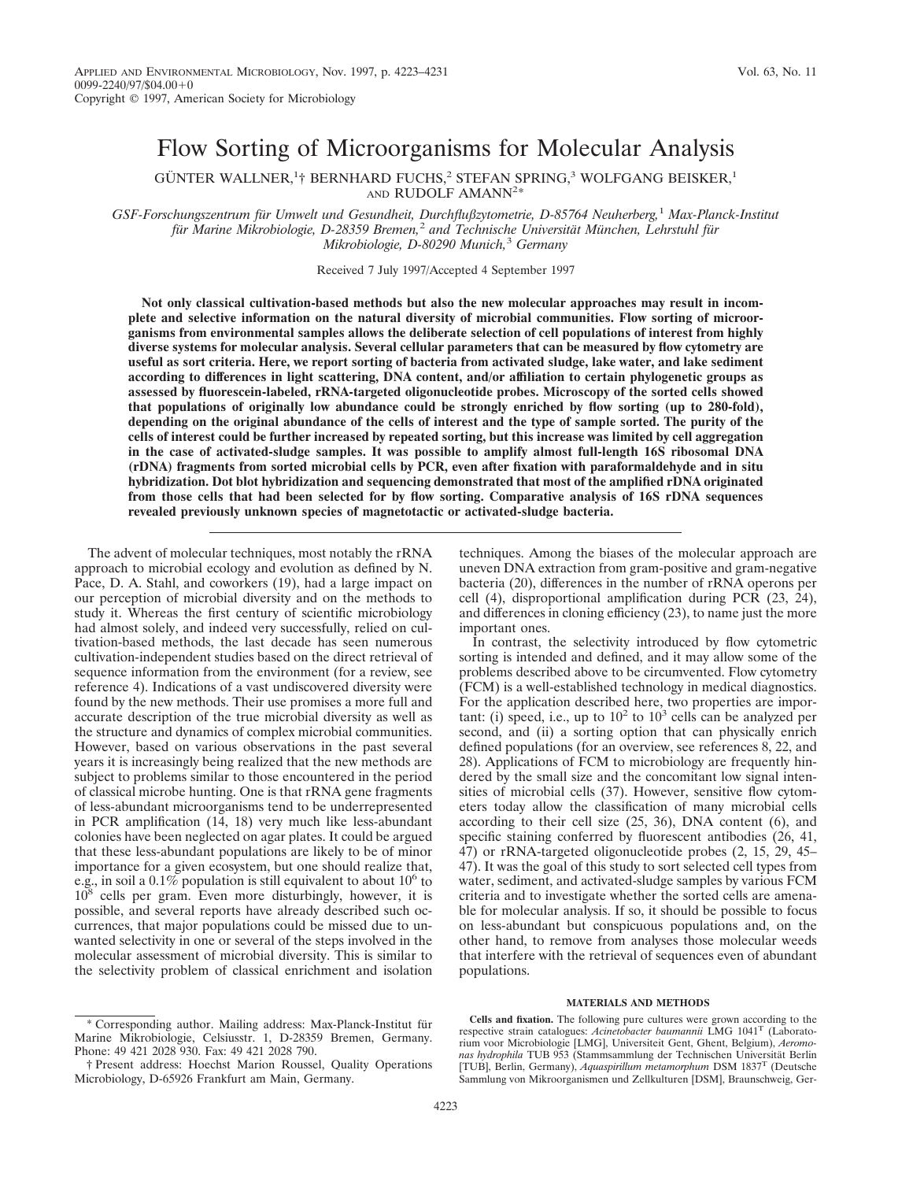# Flow Sorting of Microorganisms for Molecular Analysis

GÜNTER WALLNER,[1]† BERNHARD FUCHS,[2] STEFAN SPRING,[3] WOLFGANG BEISKER,[1] AND RUDOLF AMANN[2]*

*GSF-Forschungszentrum für Umwelt und Gesundheit, Durchflußzytometrie, D-85764 Neuherberg,[1] Max-Planck-Institut für Marine Mikrobiologie, D-28359 Bremen,[2] and Technische Universität München, Lehrstuhl für Mikrobiologie, D-80290 Munich,[3] Germany*

Received 7 July 1997/Accepted 4 September 1997

**Not only classical cultivation-based methods but also the new molecular approaches may result in incomplete and selective information on the natural diversity of microbial communities. Flow sorting of microorganisms from environmental samples allows the deliberate selection of cell populations of interest from highly diverse systems for molecular analysis. Several cellular parameters that can be measured by flow cytometry are useful as sort criteria. Here, we report sorting of bacteria from activated sludge, lake water, and lake sediment according to differences in light scattering, DNA content, and/or affiliation to certain phylogenetic groups as assessed by fluorescein-labeled, rRNA-targeted oligonucleotide probes. Microscopy of the sorted cells showed that populations of originally low abundance could be strongly enriched by flow sorting (up to 280-fold), depending on the original abundance of the cells of interest and the type of sample sorted. The purity of the cells of interest could be further increased by repeated sorting, but this increase was limited by cell aggregation in the case of activated-sludge samples. It was possible to amplify almost full-length 16S ribosomal DNA (rDNA) fragments from sorted microbial cells by PCR, even after fixation with paraformaldehyde and in situ hybridization. Dot blot hybridization and sequencing demonstrated that most of the amplified rDNA originated from those cells that had been selected for by flow sorting. Comparative analysis of 16S rDNA sequences revealed previously unknown species of magnetotactic or activated-sludge bacteria.**

The advent of molecular techniques, most notably the rRNA approach to microbial ecology and evolution as defined by N. Pace, D. A. Stahl, and coworkers (19), had a large impact on our perception of microbial diversity and on the methods to study it. Whereas the first century of scientific microbiology had almost solely, and indeed very successfully, relied on cultivation-based methods, the last decade has seen numerous cultivation-independent studies based on the direct retrieval of sequence information from the environment (for a review, see reference 4). Indications of a vast undiscovered diversity were found by the new methods. Their use promises a more full and accurate description of the true microbial diversity as well as the structure and dynamics of complex microbial communities. However, based on various observations in the past several years it is increasingly being realized that the new methods are subject to problems similar to those encountered in the period of classical microbe hunting. One is that rRNA gene fragments of less-abundant microorganisms tend to be underrepresented in PCR amplification (14, 18) very much like less-abundant colonies have been neglected on agar plates. It could be argued that these less-abundant populations are likely to be of minor importance for a given ecosystem, but one should realize that, e.g., in soil a 0.1% population is still equivalent to about $10^6$ to $10^8$ cells per gram. Even more disturbingly, however, it is possible, and several reports have already described such occurrences, that major populations could be missed due to unwanted selectivity in one or several of the steps involved in the molecular assessment of microbial diversity. This is similar to the selectivity problem of classical enrichment and isolation techniques. Among the biases of the molecular approach are uneven DNA extraction from gram-positive and gram-negative bacteria (20), differences in the number of rRNA operons per cell (4), disproportional amplification during PCR (23, 24), and differences in cloning efficiency (23), to name just the more important ones.

In contrast, the selectivity introduced by flow cytometric sorting is intended and defined, and it may allow some of the problems described above to be circumvented. Flow cytometry (FCM) is a well-established technology in medical diagnostics. For the application described here, two properties are important: (i) speed, i.e., up to $10^2$ to $10^3$ cells can be analyzed per second, and (ii) a sorting option that can physically enrich defined populations (for an overview, see references 8, 22, and 28). Applications of FCM to microbiology are frequently hindered by the small size and the concomitant low signal intensities of microbial cells (37). However, sensitive flow cytometers today allow the classification of many microbial cells according to their cell size (25, 36), DNA content (6), and specific staining conferred by fluorescent antibodies (26, 41, 47) or rRNA-targeted oligonucleotide probes (2, 15, 29, 45–47). It was the goal of this study to sort selected cell types from water, sediment, and activated-sludge samples by various FCM criteria and to investigate whether the sorted cells are amenable for molecular analysis. If so, it should be possible to focus on less-abundant but conspicuous populations and, on the other hand, to remove from analyses those molecular weeds that interfere with the retrieval of sequences even of abundant populations.

## MATERIALS AND METHODS

**Cells and fixation.** The following pure cultures were grown according to the respective strain catalogues: *Acinetobacter baumannii* LMG 1041ᵀ (Laboratorium voor Microbiologie [LMG], Universiteit Gent, Ghent, Belgium), *Aeromonas hydrophila* TUB 953 (Stammsammlung der Technischen Universität Berlin [TUB], Berlin, Germany), *Aquaspirillum metamorphum* DSM 1837ᵀ (Deutsche Sammlung von Mikroorganismen und Zellkulturen [DSM], Braunschweig, Ger-

* Corresponding author. Mailing address: Max-Planck-Institut für Marine Mikrobiologie, Celsiusstr. 1, D-28359 Bremen, Germany. Phone: 49 421 2028 930. Fax: 49 421 2028 790.

† Present address: Hoechst Marion Roussel, Quality Operations Microbiology, D-65926 Frankfurt am Main, Germany.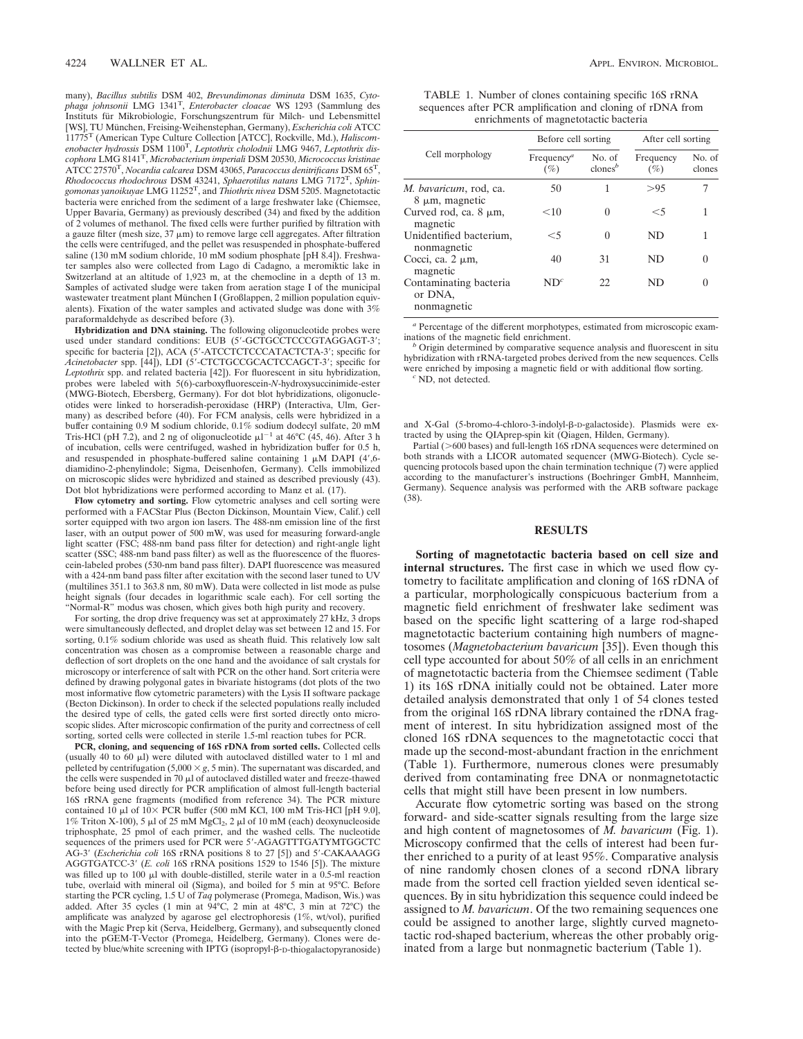many), *Bacillus subtilis* DSM 402, *Brevundimonas diminuta* DSM 1635, *Cytophaga johnsonii* LMG 1341[T], *Enterobacter cloacae* WS 1293 (Sammlung des Instituts für Mikrobiologie, Forschungszentrum für Milch- und Lebensmittel [WS], TU München, Freising-Weihenstephan, Germany), *Escherichia coli* ATCC 11775[T] (American Type Culture Collection [ATCC], Rockville, Md.), *Haliscomenobacter hydrossis* DSM 1100[T], *Leptothrix cholodnii* LMG 9467, *Leptothrix discophora* LMG 8141[T], *Microbacterium imperiali* DSM 20530, *Micrococcus kristinae* ATCC 27570[T], *Nocardia calcarea* DSM 43065, *Paracoccus denitrificans* DSM 65[T], *Rhodococcus rhodochrous* DSM 43241, *Sphaerotilus natans* LMG 7172[T], *Sphingomonas yanoikuyae* LMG 11252[T], and *Thiothrix nivea* DSM 5205. Magnetotactic bacteria were enriched from the sediment of a large freshwater lake (Chiemsee, Upper Bavaria, Germany) as previously described (34) and fixed by the addition of 2 volumes of methanol. The fixed cells were further purified by filtration with a gauze filter (mesh size, 37 μm) to remove large cell aggregates. After filtration the cells were centrifuged, and the pellet was resuspended in phosphate-buffered saline (130 mM sodium chloride, 10 mM sodium phosphate [pH 8.4]). Freshwater samples also were collected from Lago di Cadagno, a meromiktic lake in Switzerland at an altitude of 1,923 m, at the chemocline in a depth of 13 m. Samples of activated sludge were taken from aeration stage I of the municipal wastewater treatment plant München I (Großlappen, 2 million population equivalents). Fixation of the water samples and activated sludge was done with 3% paraformaldehyde as described before (3).

**Hybridization and DNA staining.** The following oligonucleotide probes were used under standard conditions: EUB (5′-GCTGCCTCCCGTAGGAGT-3′; specific for bacteria [2]), ACA (5′-ATCCTCTCCCATACTCTA-3′; specific for *Acinetobacter* spp. [44]), LDI (5′-CTCTGCCGCACTCCAGCT-3′; specific for *Leptothrix* spp. and related bacteria [42]). For fluorescent in situ hybridization, probes were labeled with 5(6)-carboxyfluorescein-*N*-hydroxysuccinimide-ester (MWG-Biotech, Ebersberg, Germany). For dot blot hybridizations, oligonucleotides were linked to horseradish-peroxidase (HRP) (Interactiva, Ulm, Germany) as described before (40). For FCM analysis, cells were hybridized in a buffer containing 0.9 M sodium chloride, 0.1% sodium dodecyl sulfate, 20 mM Tris-HCl (pH 7.2), and 2 ng of oligonucleotide $\mu l^{-1}$ at 46°C (45, 46). After 3 h of incubation, cells were centrifuged, washed in hybridization buffer for 0.5 h, and resuspended in phosphate-buffered saline containing 1 μM DAPI (4′,6-diamidino-2-phenylindole; Sigma, Deisenhofen, Germany). Cells immobilized on microscopic slides were hybridized and stained as described previously (43). Dot blot hybridizations were performed according to Manz et al. (17).

**Flow cytometry and sorting.** Flow cytometric analyses and cell sorting were performed with a FACStar Plus (Becton Dickinson, Mountain View, Calif.) cell sorter equipped with two argon ion lasers. The 488-nm emission line of the first laser, with an output power of 500 mW, was used for measuring forward-angle light scatter (FSC; 488-nm band pass filter for detection) and right-angle light scatter (SSC; 488-nm band pass filter) as well as the fluorescence of the fluorescein-labeled probes (530-nm band pass filter). DAPI fluorescence was measured with a 424-nm band pass filter after excitation with the second laser tuned to UV (multilines 351.1 to 363.8 nm, 80 mW). Data were collected in list mode as pulse height signals (four decades in logarithmic scale each). For cell sorting the "Normal-R" modus was chosen, which gives both high purity and recovery.

For sorting, the drop drive frequency was set at approximately 27 kHz, 3 drops were simultaneously deflected, and droplet delay was set between 12 and 15. For sorting, 0.1% sodium chloride was used as sheath fluid. This relatively low salt concentration was chosen as a compromise between a reasonable charge and deflection of sort droplets on the one hand and the avoidance of salt crystals for microscopy or interference of salt with PCR on the other hand. Sort criteria were defined by drawing polygonal gates in bivariate histograms (dot plots of the two most informative flow cytometric parameters) with the Lysis II software package (Becton Dickinson). In order to check if the selected populations really included the desired type of cells, the gated cells were first sorted directly onto microscopic slides. After microscopic confirmation of the purity and correctness of cell sorting, sorted cells were collected in sterile 1.5-ml reaction tubes for PCR.

**PCR, cloning, and sequencing of 16S rDNA from sorted cells.** Collected cells (usually 40 to 60 μl) were diluted with autoclaved distilled water to 1 ml and pelleted by centrifugation (5,000 × *g*, 5 min). The supernatant was discarded, and the cells were suspended in 70 μl of autoclaved distilled water and freeze-thawed before being used directly for PCR amplification of almost full-length bacterial 16S rRNA gene fragments (modified from reference 34). The PCR mixture contained 10 μl of 10× PCR buffer (500 mM KCl, 100 mM Tris-HCl [pH 9.0], 1% Triton X-100), 5 μl of 25 mM $MgCl_2$, 2 μl of 10 mM (each) deoxynucleoside triphosphate, 25 pmol of each primer, and the washed cells. The nucleotide sequences of the primers used for PCR were 5′-AGAGTTTGATYMTGGCTCAG-3′ (*Escherichia coli* 16S rRNA positions 8 to 27 [5]) and 5′-CAKAAAGGAGGTGATCC-3′ (*E. coli* 16S rRNA positions 1529 to 1546 [5]). The mixture was filled up to 100 μl with double-distilled, sterile water in a 0.5-ml reaction tube, overlaid with mineral oil (Sigma), and boiled for 5 min at 95°C. Before starting the PCR cycling, 1.5 U of *Taq* polymerase (Promega, Madison, Wis.) was added. After 35 cycles (1 min at 94°C, 2 min at 48°C, 3 min at 72°C) the amplificate was analyzed by agarose gel electrophoresis (1%, wt/vol), purified with the Magic Prep kit (Serva, Heidelberg, Germany), and subsequently cloned into the pGEM-T-Vector (Promega, Heidelberg, Germany). Clones were detected by blue/white screening with IPTG (isopropyl-β-D-thiogalactopyranoside) and X-Gal (5-bromo-4-chloro-3-indolyl-β-D-galactoside). Plasmids were extracted by using the QIAprep-spin kit (Qiagen, Hilden, Germany).

Partial (>600 bases) and full-length 16S rDNA sequences were determined on both strands with a LICOR automated sequencer (MWG-Biotech). Cycle sequencing protocols based upon the chain termination technique (7) were applied according to the manufacturer's instructions (Boehringer GmbH, Mannheim, Germany). Sequence analysis was performed with the ARB software package (38).

TABLE 1. Number of clones containing specific 16S rRNA sequences after PCR amplification and cloning of rDNA from enrichments of magnetotactic bacteria

| Cell morphology | Before cell sorting | | After cell sorting | |
|---|---|---|---|---|
| | Frequency[a] (%) | No. of clones[b] | Frequency (%) | No. of clones |
| *M. bavaricum*, rod, ca. 8 μm, magnetic | 50 | 1 | >95 | 7 |
| Curved rod, ca. 8 μm, magnetic | <10 | 0 | <5 | 1 |
| Unidentified bacterium, nonmagnetic | <5 | 0 | ND | 1 |
| Cocci, ca. 2 μm, magnetic | 40 | 31 | ND | 0 |
| Contaminating bacteria or DNA, nonmagnetic | ND[c] | 22 | ND | 0 |

[a] Percentage of the different morphotypes, estimated from microscopic examinations of the magnetic field enrichment.

[b] Origin determined by comparative sequence analysis and fluorescent in situ hybridization with rRNA-targeted probes derived from the new sequences. Cells were enriched by imposing a magnetic field or with additional flow sorting.

[c] ND, not detected.

## RESULTS

**Sorting of magnetotactic bacteria based on cell size and internal structures.** The first case in which we used flow cytometry to facilitate amplification and cloning of 16S rDNA of a particular, morphologically conspicuous bacterium from a magnetic field enrichment of freshwater lake sediment was based on the specific light scattering of a large rod-shaped magnetotactic bacterium containing high numbers of magnetosomes (*Magnetobacterium bavaricum* [35]). Even though this cell type accounted for about 50% of all cells in an enrichment of magnetotactic bacteria from the Chiemsee sediment (Table 1) its 16S rDNA initially could not be obtained. Later more detailed analysis demonstrated that only 1 of 54 clones tested from the original 16S rDNA library contained the rDNA fragment of interest. In situ hybridization assigned most of the cloned 16S rDNA sequences to the magnetotactic cocci that made up the second-most-abundant fraction in the enrichment (Table 1). Furthermore, numerous clones were presumably derived from contaminating free DNA or nonmagnetotactic cells that might still have been present in low numbers.

Accurate flow cytometric sorting was based on the strong forward- and side-scatter signals resulting from the large size and high content of magnetosomes of *M. bavaricum* (Fig. 1). Microscopy confirmed that the cells of interest had been further enriched to a purity of at least 95%. Comparative analysis of nine randomly chosen clones of a second rDNA library made from the sorted cell fraction yielded seven identical sequences. By in situ hybridization this sequence could indeed be assigned to *M. bavaricum*. Of the two remaining sequences one could be assigned to another large, slightly curved magnetotactic rod-shaped bacterium, whereas the other probably originated from a large but nonmagnetic bacterium (Table 1).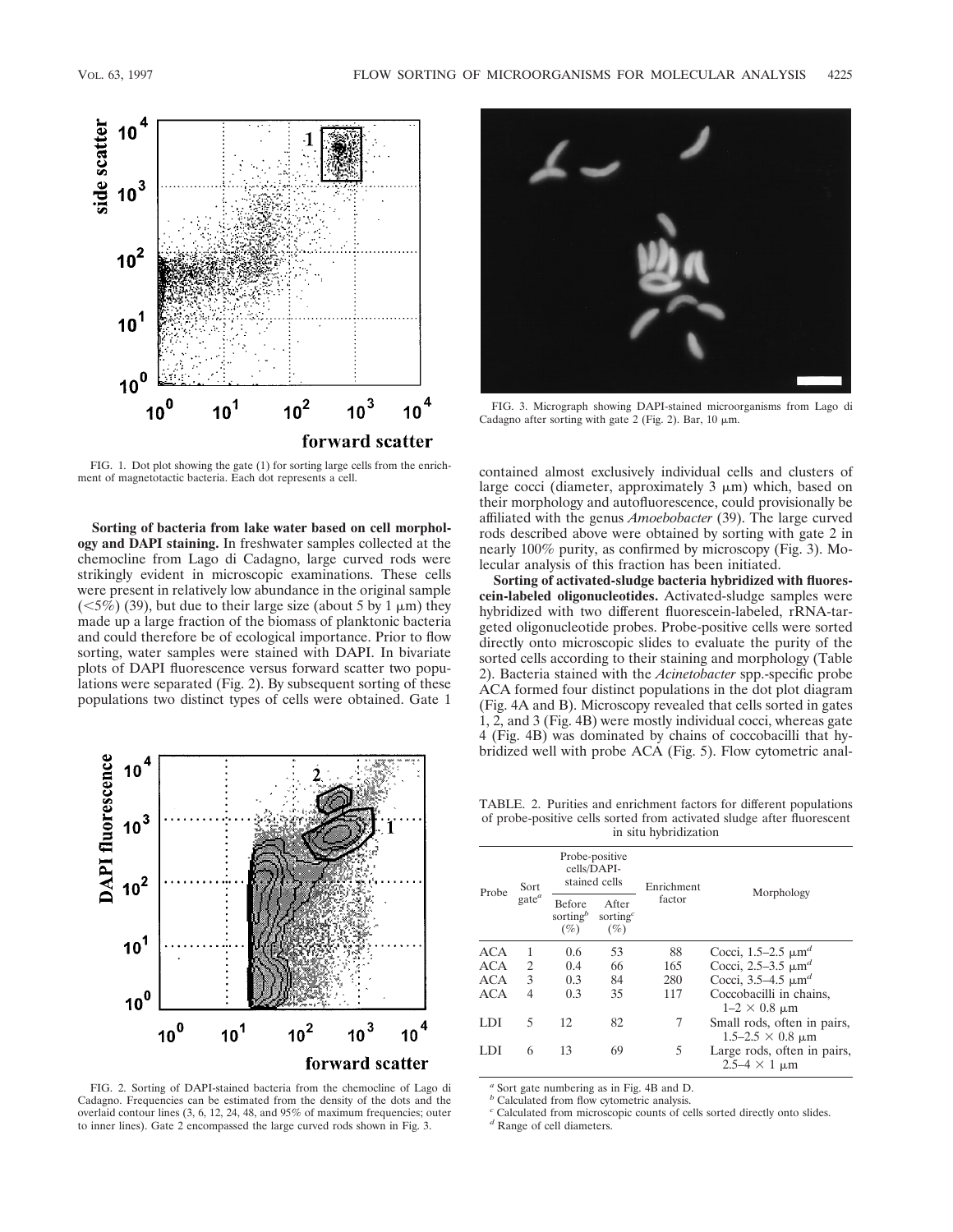FIG. 1. Dot plot showing the gate (1) for sorting large cells from the enrichment of magnetotactic bacteria. Each dot represents a cell.

**Sorting of bacteria from lake water based on cell morphology and DAPI staining.** In freshwater samples collected at the chemocline from Lago di Cadagno, large curved rods were strikingly evident in microscopic examinations. These cells were present in relatively low abundance in the original sample (<5%) (39), but due to their large size (about 5 by 1 μm) they made up a large fraction of the biomass of planktonic bacteria and could therefore be of ecological importance. Prior to flow sorting, water samples were stained with DAPI. In bivariate plots of DAPI fluorescence versus forward scatter two populations were separated (Fig. 2). By subsequent sorting of these populations two distinct types of cells were obtained. Gate 1 contained almost exclusively individual cells and clusters of large cocci (diameter, approximately 3 μm) which, based on their morphology and autofluorescence, could provisionally be affiliated with the genus *Amoebobacter* (39). The large curved rods described above were obtained by sorting with gate 2 in nearly 100% purity, as confirmed by microscopy (Fig. 3). Molecular analysis of this fraction has been initiated.

FIG. 2. Sorting of DAPI-stained bacteria from the chemocline of Lago di Cadagno. Frequencies can be estimated from the density of the dots and the overlaid contour lines (3, 6, 12, 24, 48, and 95% of maximum frequencies; outer to inner lines). Gate 2 encompassed the large curved rods shown in Fig. 3.

FIG. 3. Micrograph showing DAPI-stained microorganisms from Lago di Cadagno after sorting with gate 2 (Fig. 2). Bar, 10 μm.

**Sorting of activated-sludge bacteria hybridized with fluorescein-labeled oligonucleotides.** Activated-sludge samples were hybridized with two different fluorescein-labeled, rRNA-targeted oligonucleotide probes. Probe-positive cells were sorted directly onto microscopic slides to evaluate the purity of the sorted cells according to their staining and morphology (Table 2). Bacteria stained with the *Acinetobacter* spp.-specific probe ACA formed four distinct populations in the dot plot diagram (Fig. 4A and B). Microscopy revealed that cells sorted in gates 1, 2, and 3 (Fig. 4B) were mostly individual cocci, whereas gate 4 (Fig. 4B) was dominated by chains of coccobacilli that hybridized well with probe ACA (Fig. 5). Flow cytometric anal-

TABLE. 2. Purities and enrichment factors for different populations of probe-positive cells sorted from activated sludge after fluorescent in situ hybridization

| Probe | Sort gate[a] | Probe-positive cells/DAPI-stained cells | | Enrichment factor | Morphology |
|---|---|---|---|---|---|
| | | Before sorting[b] (%) | After sorting[c] (%) | | |
| ACA | 1 | 0.6 | 53 | 88 | Cocci, 1.5–2.5 μm[d] |
| ACA | 2 | 0.4 | 66 | 165 | Cocci, 2.5–3.5 μm[d] |
| ACA | 3 | 0.3 | 84 | 280 | Cocci, 3.5–4.5 μm[d] |
| ACA | 4 | 0.3 | 35 | 117 | Coccobacilli in chains, 1–2 × 0.8 μm |
| LDI | 5 | 12 | 82 | 7 | Small rods, often in pairs, 1.5–2.5 × 0.8 μm |
| LDI | 6 | 13 | 69 | 5 | Large rods, often in pairs, 2.5–4 × 1 μm |

[a] Sort gate numbering as in Fig. 4B and D.
[b] Calculated from flow cytometric analysis.
[c] Calculated from microscopic counts of cells sorted directly onto slides.
[d] Range of cell diameters.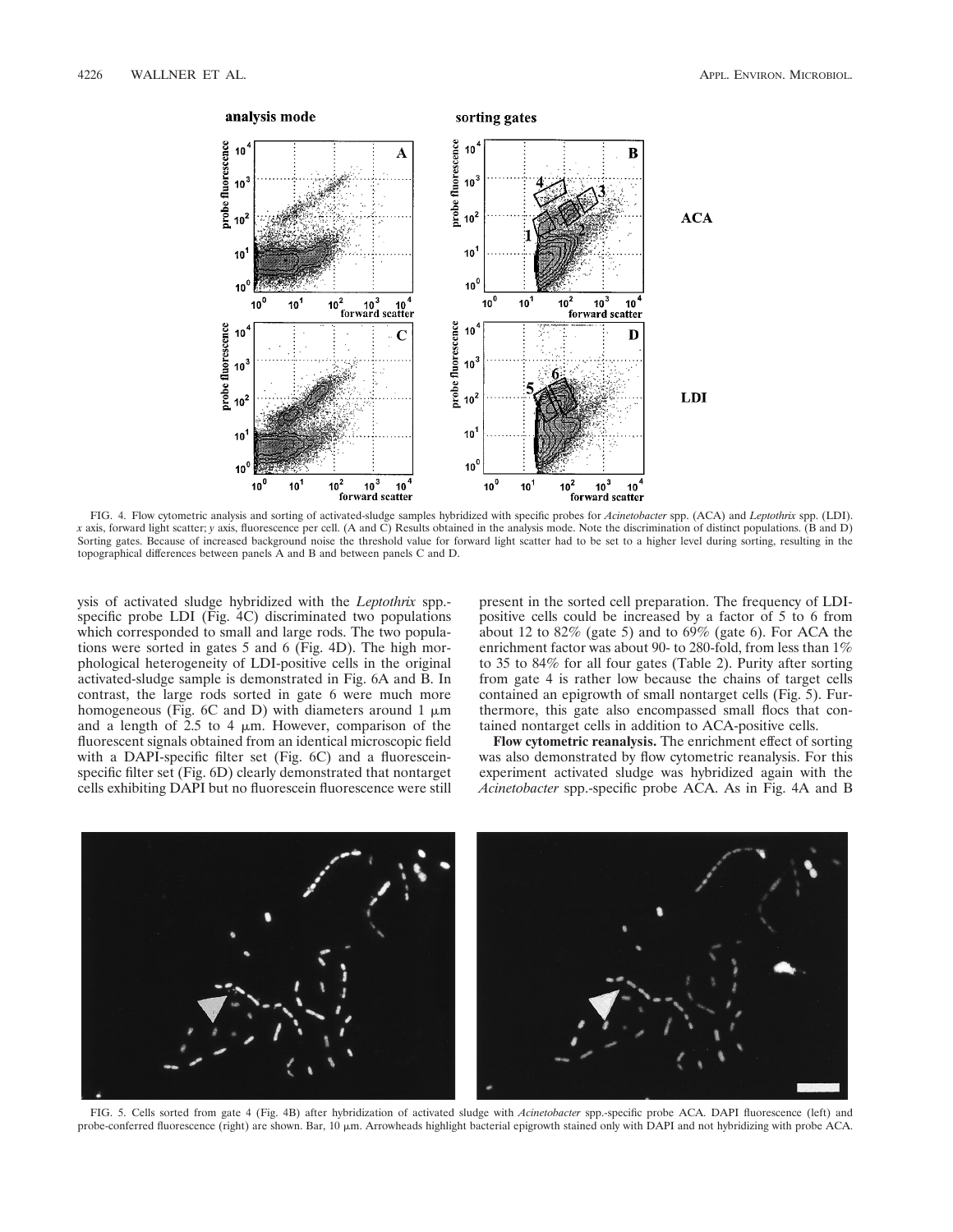FIG. 4. Flow cytometric analysis and sorting of activated-sludge samples hybridized with specific probes for *Acinetobacter* spp. (ACA) and *Leptothrix* spp. (LDI). *x* axis, forward light scatter; *y* axis, fluorescence per cell. (A and C) Results obtained in the analysis mode. Note the discrimination of distinct populations. (B and D) Sorting gates. Because of increased background noise the threshold value for forward light scatter had to be set to a higher level during sorting, resulting in the topographical differences between panels A and B and between panels C and D.

ysis of activated sludge hybridized with the *Leptothrix* spp.-specific probe LDI (Fig. 4C) discriminated two populations which corresponded to small and large rods. The two populations were sorted in gates 5 and 6 (Fig. 4D). The high morphological heterogeneity of LDI-positive cells in the original activated-sludge sample is demonstrated in Fig. 6A and B. In contrast, the large rods sorted in gate 6 were much more homogeneous (Fig. 6C and D) with diameters around 1 μm and a length of 2.5 to 4 μm. However, comparison of the fluorescent signals obtained from an identical microscopic field with a DAPI-specific filter set (Fig. 6C) and a fluorescein-specific filter set (Fig. 6D) clearly demonstrated that nontarget cells exhibiting DAPI but no fluorescein fluorescence were still present in the sorted cell preparation. The frequency of LDI-positive cells could be increased by a factor of 5 to 6 from about 12 to 82% (gate 5) and to 69% (gate 6). For ACA the enrichment factor was about 90- to 280-fold, from less than 1% to 35 to 84% for all four gates (Table 2). Purity after sorting from gate 4 is rather low because the chains of target cells contained an epigrowth of small nontarget cells (Fig. 5). Furthermore, this gate also encompassed small flocs that contained nontarget cells in addition to ACA-positive cells.

**Flow cytometric reanalysis.** The enrichment effect of sorting was also demonstrated by flow cytometric reanalysis. For this experiment activated sludge was hybridized again with the *Acinetobacter* spp.-specific probe ACA. As in Fig. 4A and B

FIG. 5. Cells sorted from gate 4 (Fig. 4B) after hybridization of activated sludge with *Acinetobacter* spp.-specific probe ACA. DAPI fluorescence (left) and probe-conferred fluorescence (right) are shown. Bar, 10 μm. Arrowheads highlight bacterial epigrowth stained only with DAPI and not hybridizing with probe ACA.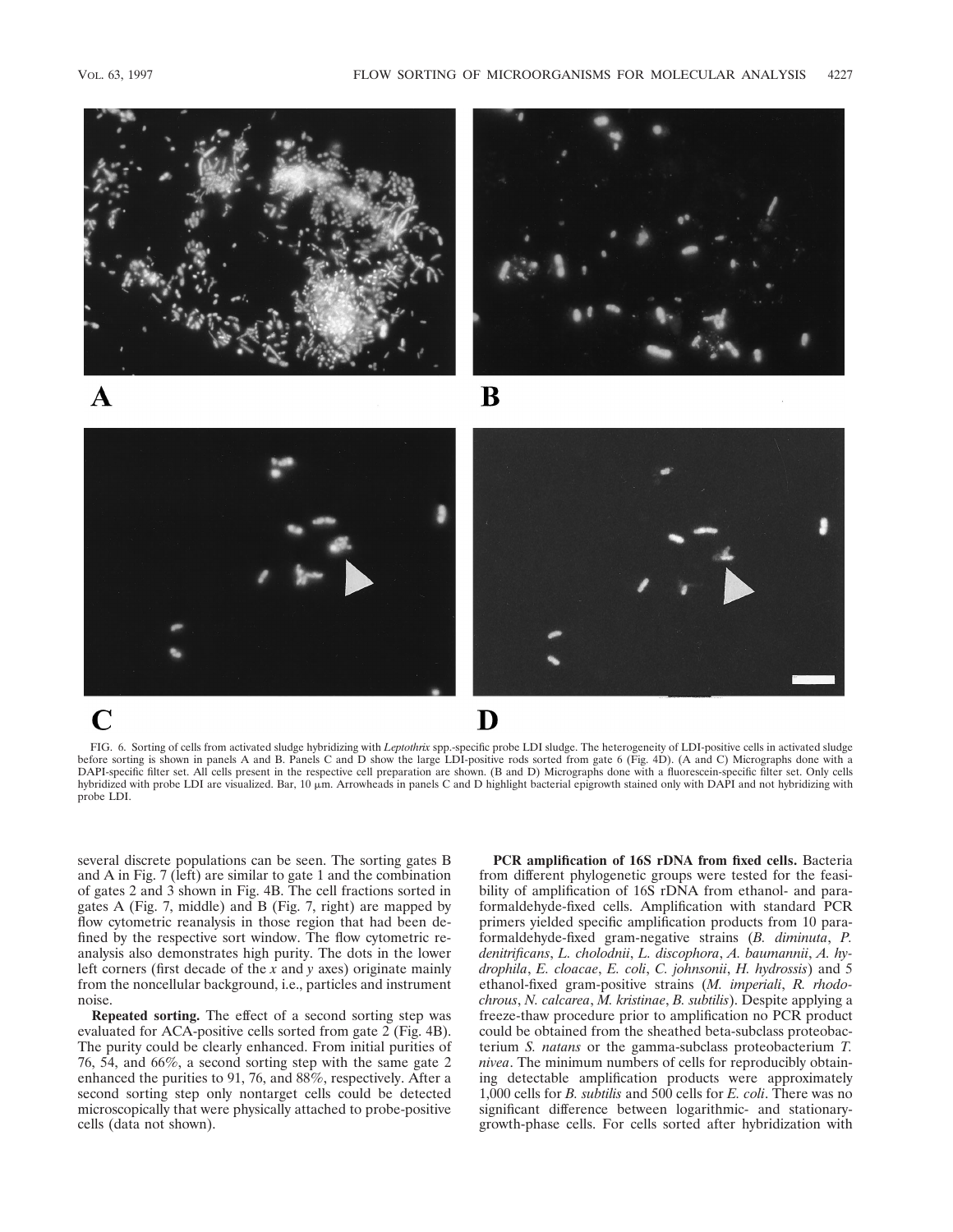FIG. 6. Sorting of cells from activated sludge hybridizing with *Leptothrix* spp.-specific probe LDI sludge. The heterogeneity of LDI-positive cells in activated sludge before sorting is shown in panels A and B. Panels C and D show the large LDI-positive rods sorted from gate 6 (Fig. 4D). (A and C) Micrographs done with a DAPI-specific filter set. All cells present in the respective cell preparation are shown. (B and D) Micrographs done with a fluorescein-specific filter set. Only cells hybridized with probe LDI are visualized. Bar, 10 μm. Arrowheads in panels C and D highlight bacterial epigrowth stained only with DAPI and not hybridizing with probe LDI.

several discrete populations can be seen. The sorting gates B and A in Fig. 7 (left) are similar to gate 1 and the combination of gates 2 and 3 shown in Fig. 4B. The cell fractions sorted in gates A (Fig. 7, middle) and B (Fig. 7, right) are mapped by flow cytometric reanalysis in those region that had been defined by the respective sort window. The flow cytometric reanalysis also demonstrates high purity. The dots in the lower left corners (first decade of the *x* and *y* axes) originate mainly from the noncellular background, i.e., particles and instrument noise.

**Repeated sorting.** The effect of a second sorting step was evaluated for ACA-positive cells sorted from gate 2 (Fig. 4B). The purity could be clearly enhanced. From initial purities of 76, 54, and 66%, a second sorting step with the same gate 2 enhanced the purities to 91, 76, and 88%, respectively. After a second sorting step only nontarget cells could be detected microscopically that were physically attached to probe-positive cells (data not shown).

**PCR amplification of 16S rDNA from fixed cells.** Bacteria from different phylogenetic groups were tested for the feasibility of amplification of 16S rDNA from ethanol- and paraformaldehyde-fixed cells. Amplification with standard PCR primers yielded specific amplification products from 10 paraformaldehyde-fixed gram-negative strains (*B. diminuta*, *P. denitrificans*, *L. cholodnii*, *L. discophora*, *A. baumannii*, *A. hydrophila*, *E. cloacae*, *E. coli*, *C. johnsonii*, *H. hydrossis*) and 5 ethanol-fixed gram-positive strains (*M. imperiali*, *R. rhodochrous*, *N. calcarea*, *M. kristinae*, *B. subtilis*). Despite applying a freeze-thaw procedure prior to amplification no PCR product could be obtained from the sheathed beta-subclass proteobacterium *S. natans* or the gamma-subclass proteobacterium *T. nivea*. The minimum numbers of cells for reproducibly obtaining detectable amplification products were approximately 1,000 cells for *B. subtilis* and 500 cells for *E. coli*. There was no significant difference between logarithmic- and stationary-growth-phase cells. For cells sorted after hybridization with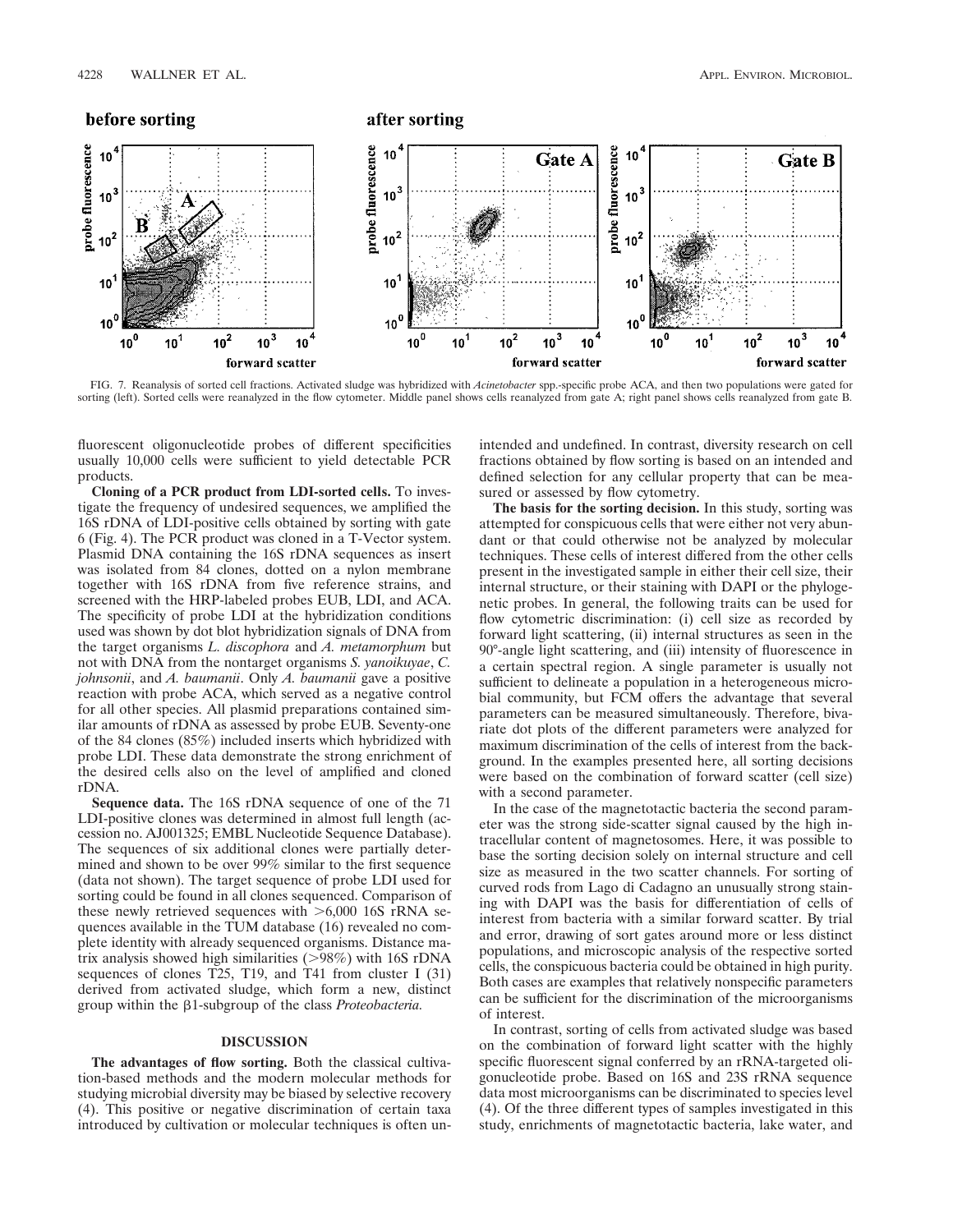FIG. 7. Reanalysis of sorted cell fractions. Activated sludge was hybridized with *Acinetobacter* spp.-specific probe ACA, and then two populations were gated for sorting (left). Sorted cells were reanalyzed in the flow cytometer. Middle panel shows cells reanalyzed from gate A; right panel shows cells reanalyzed from gate B.

fluorescent oligonucleotide probes of different specificities usually 10,000 cells were sufficient to yield detectable PCR products.

**Cloning of a PCR product from LDI-sorted cells.** To investigate the frequency of undesired sequences, we amplified the 16S rDNA of LDI-positive cells obtained by sorting with gate 6 (Fig. 4). The PCR product was cloned in a T-Vector system. Plasmid DNA containing the 16S rDNA sequences as insert was isolated from 84 clones, dotted on a nylon membrane together with 16S rDNA from five reference strains, and screened with the HRP-labeled probes EUB, LDI, and ACA. The specificity of probe LDI at the hybridization conditions used was shown by dot blot hybridization signals of DNA from the target organisms *L. discophora* and *A. metamorphum* but not with DNA from the nontarget organisms *S. yanoikuyae*, *C. johnsonii*, and *A. baumanii*. Only *A. baumanii* gave a positive reaction with probe ACA, which served as a negative control for all other species. All plasmid preparations contained similar amounts of rDNA as assessed by probe EUB. Seventy-one of the 84 clones (85%) included inserts which hybridized with probe LDI. These data demonstrate the strong enrichment of the desired cells also on the level of amplified and cloned rDNA.

**Sequence data.** The 16S rDNA sequence of one of the 71 LDI-positive clones was determined in almost full length (accession no. AJ001325; EMBL Nucleotide Sequence Database). The sequences of six additional clones were partially determined and shown to be over 99% similar to the first sequence (data not shown). The target sequence of probe LDI used for sorting could be found in all clones sequenced. Comparison of these newly retrieved sequences with >6,000 16S rRNA sequences available in the TUM database (16) revealed no complete identity with already sequenced organisms. Distance matrix analysis showed high similarities (>98%) with 16S rDNA sequences of clones T25, T19, and T41 from cluster I (31) derived from activated sludge, which form a new, distinct group within the β1-subgroup of the class *Proteobacteria*.

## DISCUSSION

**The advantages of flow sorting.** Both the classical cultivation-based methods and the modern molecular methods for studying microbial diversity may be biased by selective recovery (4). This positive or negative discrimination of certain taxa introduced by cultivation or molecular techniques is often unintended and undefined. In contrast, diversity research on cell fractions obtained by flow sorting is based on an intended and defined selection for any cellular property that can be measured or assessed by flow cytometry.

**The basis for the sorting decision.** In this study, sorting was attempted for conspicuous cells that were either not very abundant or that could otherwise not be analyzed by molecular techniques. These cells of interest differed from the other cells present in the investigated sample in either their cell size, their internal structure, or their staining with DAPI or the phylogenetic probes. In general, the following traits can be used for flow cytometric discrimination: (i) cell size as recorded by forward light scattering, (ii) internal structures as seen in the 90°-angle light scattering, and (iii) intensity of fluorescence in a certain spectral region. A single parameter is usually not sufficient to delineate a population in a heterogeneous microbial community, but FCM offers the advantage that several parameters can be measured simultaneously. Therefore, bivariate dot plots of the different parameters were analyzed for maximum discrimination of the cells of interest from the background. In the examples presented here, all sorting decisions were based on the combination of forward scatter (cell size) with a second parameter.

In the case of the magnetotactic bacteria the second parameter was the strong side-scatter signal caused by the high intracellular content of magnetosomes. Here, it was possible to base the sorting decision solely on internal structure and cell size as measured in the two scatter channels. For sorting of curved rods from Lago di Cadagno an unusually strong staining with DAPI was the basis for differentiation of cells of interest from bacteria with a similar forward scatter. By trial and error, drawing of sort gates around more or less distinct populations, and microscopic analysis of the respective sorted cells, the conspicuous bacteria could be obtained in high purity. Both cases are examples that relatively nonspecific parameters can be sufficient for the discrimination of the microorganisms of interest.

In contrast, sorting of cells from activated sludge was based on the combination of forward light scatter with the highly specific fluorescent signal conferred by an rRNA-targeted oligonucleotide probe. Based on 16S and 23S rRNA sequence data most microorganisms can be discriminated to species level (4). Of the three different types of samples investigated in this study, enrichments of magnetotactic bacteria, lake water, and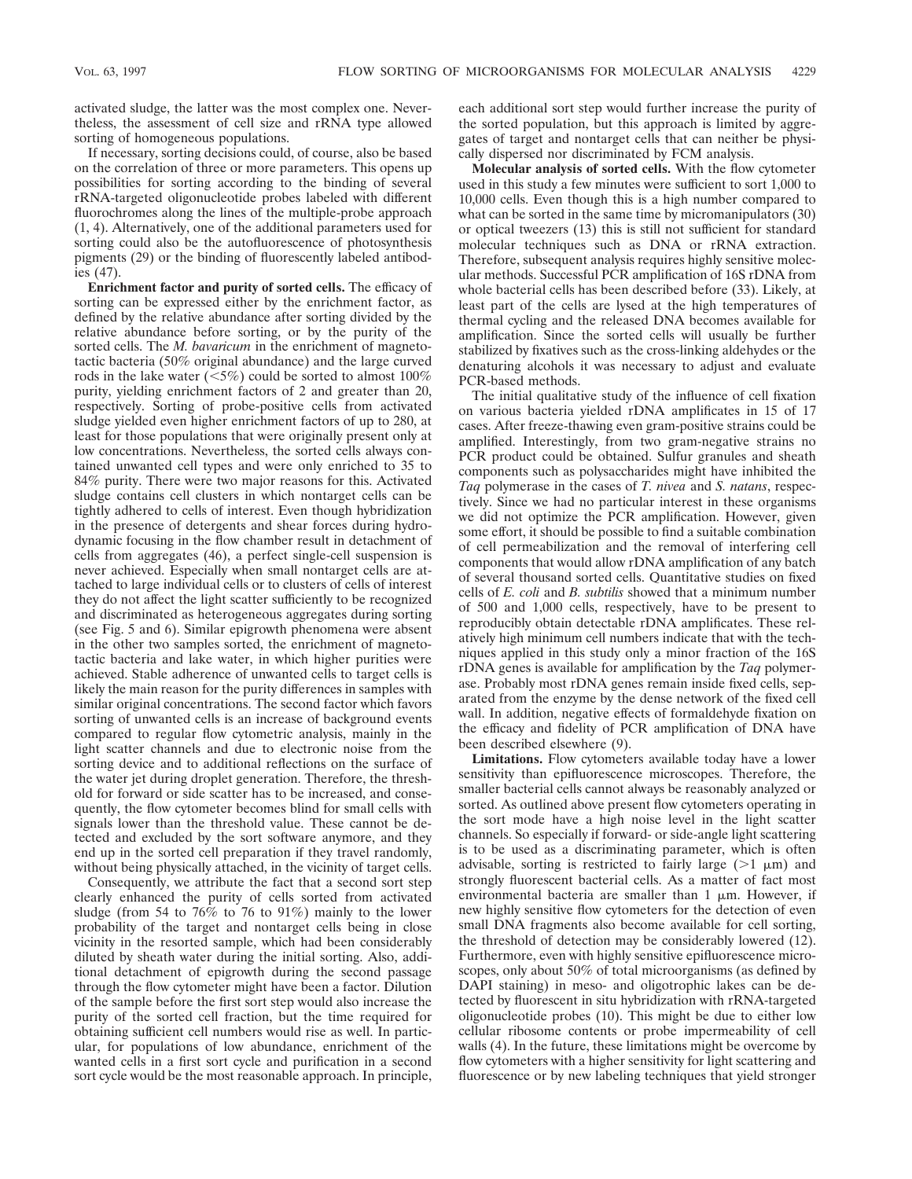activated sludge, the latter was the most complex one. Nevertheless, the assessment of cell size and rRNA type allowed sorting of homogeneous populations.

If necessary, sorting decisions could, of course, also be based on the correlation of three or more parameters. This opens up possibilities for sorting according to the binding of several rRNA-targeted oligonucleotide probes labeled with different fluorochromes along the lines of the multiple-probe approach (1, 4). Alternatively, one of the additional parameters used for sorting could also be the autofluorescence of photosynthesis pigments (29) or the binding of fluorescently labeled antibodies (47).

**Enrichment factor and purity of sorted cells.** The efficacy of sorting can be expressed either by the enrichment factor, as defined by the relative abundance after sorting divided by the relative abundance before sorting, or by the purity of the sorted cells. The *M. bavaricum* in the enrichment of magnetotactic bacteria (50% original abundance) and the large curved rods in the lake water (<5%) could be sorted to almost 100% purity, yielding enrichment factors of 2 and greater than 20, respectively. Sorting of probe-positive cells from activated sludge yielded even higher enrichment factors of up to 280, at least for those populations that were originally present only at low concentrations. Nevertheless, the sorted cells always contained unwanted cell types and were only enriched to 35 to 84% purity. There were two major reasons for this. Activated sludge contains cell clusters in which nontarget cells can be tightly adhered to cells of interest. Even though hybridization in the presence of detergents and shear forces during hydrodynamic focusing in the flow chamber result in detachment of cells from aggregates (46), a perfect single-cell suspension is never achieved. Especially when small nontarget cells are attached to large individual cells or to clusters of cells of interest they do not affect the light scatter sufficiently to be recognized and discriminated as heterogeneous aggregates during sorting (see Fig. 5 and 6). Similar epigrowth phenomena were absent in the other two samples sorted, the enrichment of magnetotactic bacteria and lake water, in which higher purities were achieved. Stable adherence of unwanted cells to target cells is likely the main reason for the purity differences in samples with similar original concentrations. The second factor which favors sorting of unwanted cells is an increase of background events compared to regular flow cytometric analysis, mainly in the light scatter channels and due to electronic noise from the sorting device and to additional reflections on the surface of the water jet during droplet generation. Therefore, the threshold for forward or side scatter has to be increased, and consequently, the flow cytometer becomes blind for small cells with signals lower than the threshold value. These cannot be detected and excluded by the sort software anymore, and they end up in the sorted cell preparation if they travel randomly, without being physically attached, in the vicinity of target cells.

Consequently, we attribute the fact that a second sort step clearly enhanced the purity of cells sorted from activated sludge (from 54 to 76% to 76 to 91%) mainly to the lower probability of the target and nontarget cells being in close vicinity in the resorted sample, which had been considerably diluted by sheath water during the initial sorting. Also, additional detachment of epigrowth during the second passage through the flow cytometer might have been a factor. Dilution of the sample before the first sort step would also increase the purity of the sorted cell fraction, but the time required for obtaining sufficient cell numbers would rise as well. In particular, for populations of low abundance, enrichment of the wanted cells in a first sort cycle and purification in a second sort cycle would be the most reasonable approach. In principle, each additional sort step would further increase the purity of the sorted population, but this approach is limited by aggregates of target and nontarget cells that can neither be physically dispersed nor discriminated by FCM analysis.

**Molecular analysis of sorted cells.** With the flow cytometer used in this study a few minutes were sufficient to sort 1,000 to 10,000 cells. Even though this is a high number compared to what can be sorted in the same time by micromanipulators (30) or optical tweezers (13) this is still not sufficient for standard molecular techniques such as DNA or rRNA extraction. Therefore, subsequent analysis requires highly sensitive molecular methods. Successful PCR amplification of 16S rDNA from whole bacterial cells has been described before (33). Likely, at least part of the cells are lysed at the high temperatures of thermal cycling and the released DNA becomes available for amplification. Since the sorted cells will usually be further stabilized by fixatives such as the cross-linking aldehydes or the denaturing alcohols it was necessary to adjust and evaluate PCR-based methods.

The initial qualitative study of the influence of cell fixation on various bacteria yielded rDNA amplificates in 15 of 17 cases. After freeze-thawing even gram-positive strains could be amplified. Interestingly, from two gram-negative strains no PCR product could be obtained. Sulfur granules and sheath components such as polysaccharides might have inhibited the *Taq* polymerase in the cases of *T. nivea* and *S. natans*, respectively. Since we had no particular interest in these organisms we did not optimize the PCR amplification. However, given some effort, it should be possible to find a suitable combination of cell permeabilization and the removal of interfering cell components that would allow rDNA amplification of any batch of several thousand sorted cells. Quantitative studies on fixed cells of *E. coli* and *B. subtilis* showed that a minimum number of 500 and 1,000 cells, respectively, have to be present to reproducibly obtain detectable rDNA amplificates. These relatively high minimum cell numbers indicate that with the techniques applied in this study only a minor fraction of the 16S rDNA genes is available for amplification by the *Taq* polymerase. Probably most rDNA genes remain inside fixed cells, separated from the enzyme by the dense network of the fixed cell wall. In addition, negative effects of formaldehyde fixation on the efficacy and fidelity of PCR amplification of DNA have been described elsewhere (9).

**Limitations.** Flow cytometers available today have a lower sensitivity than epifluorescence microscopes. Therefore, the smaller bacterial cells cannot always be reasonably analyzed or sorted. As outlined above present flow cytometers operating in the sort mode have a high noise level in the light scatter channels. So especially if forward- or side-angle light scattering is to be used as a discriminating parameter, which is often advisable, sorting is restricted to fairly large (>1 μm) and strongly fluorescent bacterial cells. As a matter of fact most environmental bacteria are smaller than 1 μm. However, if new highly sensitive flow cytometers for the detection of even small DNA fragments also become available for cell sorting, the threshold of detection may be considerably lowered (12). Furthermore, even with highly sensitive epifluorescence microscopes, only about 50% of total microorganisms (as defined by DAPI staining) in meso- and oligotrophic lakes can be detected by fluorescent in situ hybridization with rRNA-targeted oligonucleotide probes (10). This might be due to either low cellular ribosome contents or probe impermeability of cell walls (4). In the future, these limitations might be overcome by flow cytometers with a higher sensitivity for light scattering and fluorescence or by new labeling techniques that yield stronger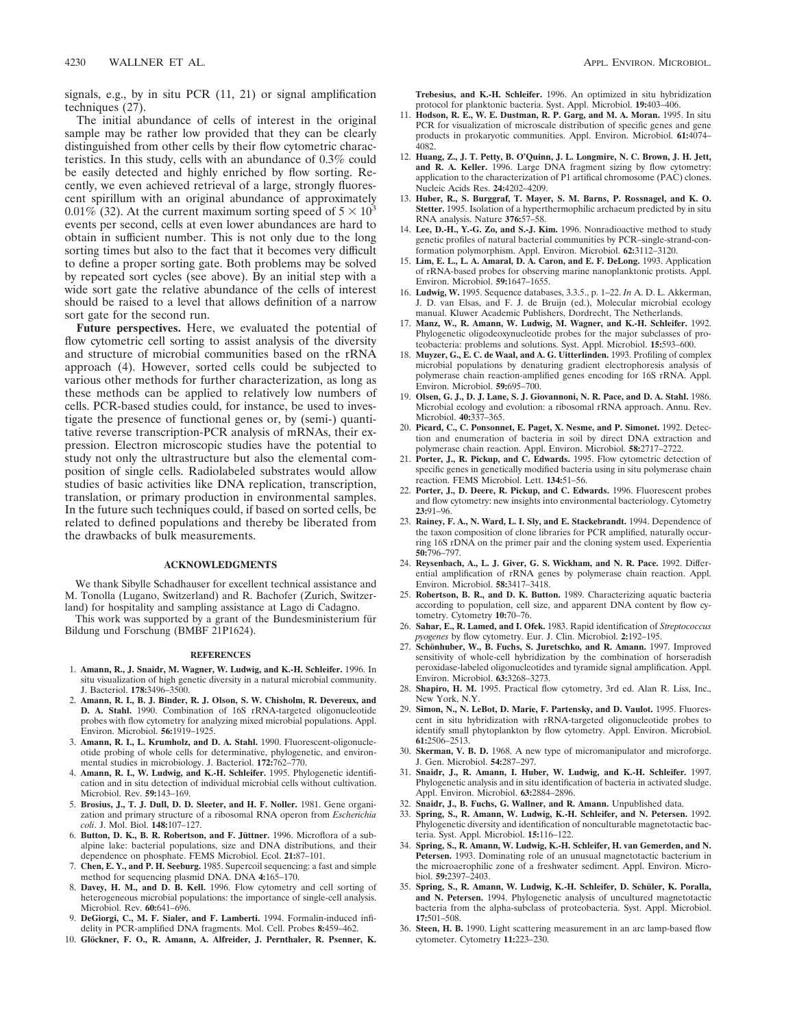signals, e.g., by in situ PCR (11, 21) or signal amplification techniques (27).

The initial abundance of cells of interest in the original sample may be rather low provided that they can be clearly distinguished from other cells by their flow cytometric characteristics. In this study, cells with an abundance of 0.3% could be easily detected and highly enriched by flow sorting. Recently, we even achieved retrieval of a large, strongly fluorescent spirillum with an original abundance of approximately 0.01% (32). At the current maximum sorting speed of $5 \times 10^3$ events per second, cells at even lower abundances are hard to obtain in sufficient number. This is not only due to the long sorting times but also to the fact that it becomes very difficult to define a proper sorting gate. Both problems may be solved by repeated sort cycles (see above). By an initial step with a wide sort gate the relative abundance of the cells of interest should be raised to a level that allows definition of a narrow sort gate for the second run.

**Future perspectives.** Here, we evaluated the potential of flow cytometric cell sorting to assist analysis of the diversity and structure of microbial communities based on the rRNA approach (4). However, sorted cells could be subjected to various other methods for further characterization, as long as these methods can be applied to relatively low numbers of cells. PCR-based studies could, for instance, be used to investigate the presence of functional genes or, by (semi-) quantitative reverse transcription-PCR analysis of mRNAs, their expression. Electron microscopic studies have the potential to study not only the ultrastructure but also the elemental composition of single cells. Radiolabeled substrates would allow studies of basic activities like DNA replication, transcription, translation, or primary production in environmental samples. In the future such techniques could, if based on sorted cells, be related to defined populations and thereby be liberated from the drawbacks of bulk measurements.

## ACKNOWLEDGMENTS

We thank Sibylle Schadhauser for excellent technical assistance and M. Tonolla (Lugano, Switzerland) and R. Bachofer (Zurich, Switzerland) for hospitality and sampling assistance at Lago di Cadagno.

This work was supported by a grant of the Bundesministerium für Bildung und Forschung (BMBF 21P1624).

## REFERENCES

1. **Amann, R., J. Snaidr, M. Wagner, W. Ludwig, and K.-H. Schleifer.** 1996. In situ visualization of high genetic diversity in a natural microbial community. J. Bacteriol. **178:**3496–3500.
2. **Amann, R. I., B. J. Binder, R. J. Olson, S. W. Chisholm, R. Devereux, and D. A. Stahl.** 1990. Combination of 16S rRNA-targeted oligonucleotide probes with flow cytometry for analyzing mixed microbial populations. Appl. Environ. Microbiol. **56:**1919–1925.
3. **Amann, R. I., L. Krumholz, and D. A. Stahl.** 1990. Fluorescent-oligonucleotide probing of whole cells for determinative, phylogenetic, and environmental studies in microbiology. J. Bacteriol. **172:**762–770.
4. **Amann, R. I., W. Ludwig, and K.-H. Schleifer.** 1995. Phylogenetic identification and in situ detection of individual microbial cells without cultivation. Microbiol. Rev. **59:**143–169.
5. **Brosius, J., T. J. Dull, D. D. Sleeter, and H. F. Noller.** 1981. Gene organization and primary structure of a ribosomal RNA operon from *Escherichia coli*. J. Mol. Biol. **148:**107–127.
6. **Button, D. K., B. R. Robertson, and F. Jüttner.** 1996. Microflora of a subalpine lake: bacterial populations, size and DNA distributions, and their dependence on phosphate. FEMS Microbiol. Ecol. **21:**87–101.
7. **Chen, E. Y., and P. H. Seeburg.** 1985. Supercoil sequencing: a fast and simple method for sequencing plasmid DNA. DNA **4:**165–170.
8. **Davey, H. M., and D. B. Kell.** 1996. Flow cytometry and cell sorting of heterogeneous microbial populations: the importance of single-cell analysis. Microbiol. Rev. **60:**641–696.
9. **DeGiorgi, C., M. F. Sialer, and F. Lamberti.** 1994. Formalin-induced infidelity in PCR-amplified DNA fragments. Mol. Cell. Probes **8:**459–462.
10. **Glöckner, F. O., R. Amann, A. Alfreider, J. Pernthaler, R. Psenner, K. Trebesius, and K.-H. Schleifer.** 1996. An optimized in situ hybridization protocol for planktonic bacteria. Syst. Appl. Microbiol. **19:**403–406.
11. **Hodson, R. E., W. E. Dustman, R. P. Garg, and M. A. Moran.** 1995. In situ PCR for visualization of microscale distribution of specific genes and gene products in prokaryotic communities. Appl. Environ. Microbiol. **61:**4074–4082.
12. **Huang, Z., J. T. Petty, B. O'Quinn, J. L. Longmire, N. C. Brown, J. H. Jett, and R. A. Keller.** 1996. Large DNA fragment sizing by flow cytometry: application to the characterization of P1 artifical chromosome (PAC) clones. Nucleic Acids Res. **24:**4202–4209.
13. **Huber, R., S. Burggraf, T. Mayer, S. M. Barns, P. Rossnagel, and K. O. Stetter.** 1995. Isolation of a hyperthermophilic archaeum predicted by in situ RNA analysis. Nature **376:**57–58.
14. **Lee, D.-H., Y.-G. Zo, and S.-J. Kim.** 1996. Nonradioactive method to study genetic profiles of natural bacterial communities by PCR–single-strand-conformation polymorphism. Appl. Environ. Microbiol. **62:**3112–3120.
15. **Lim, E. L., L. A. Amaral, D. A. Caron, and E. F. DeLong.** 1993. Application of rRNA-based probes for observing marine nanoplanktonic protists. Appl. Environ. Microbiol. **59:**1647–1655.
16. **Ludwig, W.** 1995. Sequence databases, 3.3.5., p. 1–22. *In* A. D. L. Akkerman, J. D. van Elsas, and F. J. de Bruijn (ed.), Molecular microbial ecology manual. Kluwer Academic Publishers, Dordrecht, The Netherlands.
17. **Manz, W., R. Amann, W. Ludwig, M. Wagner, and K.-H. Schleifer.** 1992. Phylogenetic oligodeoxynucleotide probes for the major subclasses of proteobacteria: problems and solutions. Syst. Appl. Microbiol. **15:**593–600.
18. **Muyzer, G., E. C. de Waal, and A. G. Uitterlinden.** 1993. Profiling of complex microbial populations by denaturing gradient electrophoresis analysis of polymerase chain reaction-amplified genes encoding for 16S rRNA. Appl. Environ. Microbiol. **59:**695–700.
19. **Olsen, G. J., D. J. Lane, S. J. Giovannoni, N. R. Pace, and D. A. Stahl.** 1986. Microbial ecology and evolution: a ribosomal rRNA approach. Annu. Rev. Microbiol. **40:**337–365.
20. **Picard, C., C. Ponsonnet, E. Paget, X. Nesme, and P. Simonet.** 1992. Detection and enumeration of bacteria in soil by direct DNA extraction and polymerase chain reaction. Appl. Environ. Microbiol. **58:**2717–2722.
21. **Porter, J., R. Pickup, and C. Edwards.** 1995. Flow cytometric detection of specific genes in genetically modified bacteria using in situ polymerase chain reaction. FEMS Microbiol. Lett. **134:**51–56.
22. **Porter, J., D. Deere, R. Pickup, and C. Edwards.** 1996. Fluorescent probes and flow cytometry: new insights into environmental bacteriology. Cytometry **23:**91–96.
23. **Rainey, F. A., N. Ward, L. I. Sly, and E. Stackebrandt.** 1994. Dependence of the taxon composition of clone libraries for PCR amplified, naturally occurring 16S rDNA on the primer pair and the cloning system used. Experientia **50:**796–797.
24. **Reysenbach, A., L. J. Giver, G. S. Wickham, and N. R. Pace.** 1992. Differential amplification of rRNA genes by polymerase chain reaction. Appl. Environ. Microbiol. **58:**3417–3418.
25. **Robertson, B. R., and D. K. Button.** 1989. Characterizing aquatic bacteria according to population, cell size, and apparent DNA content by flow cytometry. Cytometry **10:**70–76.
26. **Sahar, E., R. Lamed, and I. Ofek.** 1983. Rapid identification of *Streptococcus pyogenes* by flow cytometry. Eur. J. Clin. Microbiol. **2:**192–195.
27. **Schönhuber, W., B. Fuchs, S. Juretschko, and R. Amann.** 1997. Improved sensitivity of whole-cell hybridization by the combination of horseradish peroxidase-labeled oligonucleotides and tyramide signal amplification. Appl. Environ. Microbiol. **63:**3268–3273.
28. **Shapiro, H. M.** 1995. Practical flow cytometry, 3rd ed. Alan R. Liss, Inc., New York, N.Y.
29. **Simon, N., N. LeBot, D. Marie, F. Partensky, and D. Vaulot.** 1995. Fluorescent in situ hybridization with rRNA-targeted oligonucleotide probes to identify small phytoplankton by flow cytometry. Appl. Environ. Microbiol. **61:**2506–2513.
30. **Skerman, V. B. D.** 1968. A new type of micromanipulator and microforge. J. Gen. Microbiol. **54:**287–297.
31. **Snaidr, J., R. Amann, I. Huber, W. Ludwig, and K.-H. Schleifer.** 1997. Phylogenetic analysis and in situ identification of bacteria in activated sludge. Appl. Environ. Microbiol. **63:**2884–2896.
32. **Snaidr, J., B. Fuchs, G. Wallner, and R. Amann.** Unpublished data.
33. **Spring, S., R. Amann, W. Ludwig, K.-H. Schleifer, and N. Petersen.** 1992. Phylogenetic diversity and identification of nonculturable magnetotactic bacteria. Syst. Appl. Microbiol. **15:**116–122.
34. **Spring, S., R. Amann, W. Ludwig, K.-H. Schleifer, H. van Gemerden, and N. Petersen.** 1993. Dominating role of an unusual magnetotactic bacterium in the microaerophilic zone of a freshwater sediment. Appl. Environ. Microbiol. **59:**2397–2403.
35. **Spring, S., R. Amann, W. Ludwig, K.-H. Schleifer, D. Schüler, K. Poralla, and N. Petersen.** 1994. Phylogenetic analysis of uncultured magnetotactic bacteria from the alpha-subclass of proteobacteria. Syst. Appl. Microbiol. **17:**501–508.
36. **Steen, H. B.** 1990. Light scattering measurement in an arc lamp-based flow cytometer. Cytometry **11:**223–230.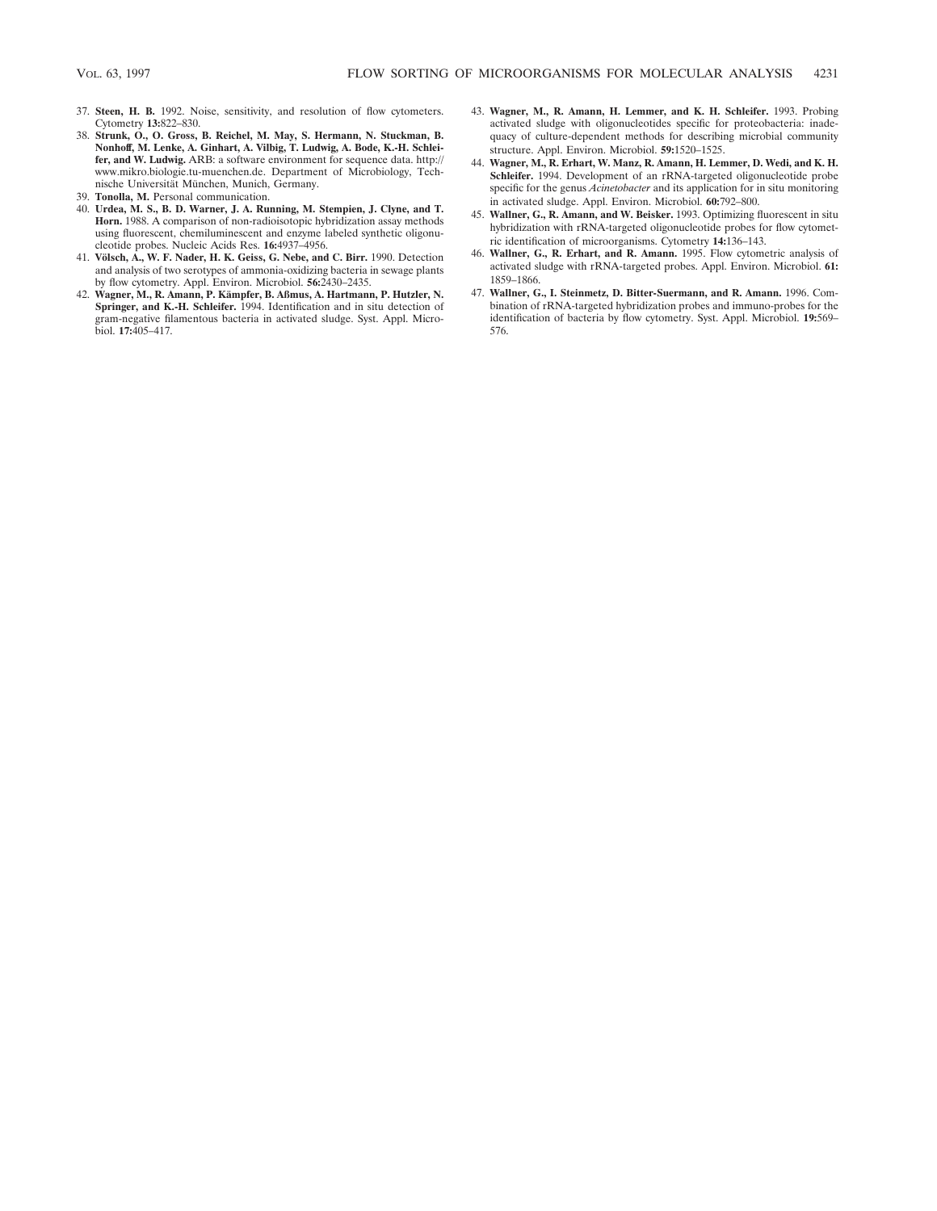37. **Steen, H. B.** 1992. Noise, sensitivity, and resolution of flow cytometers. Cytometry **13:**822–830.
38. **Strunk, O., O. Gross, B. Reichel, M. May, S. Hermann, N. Stuckman, B. Nonhoff, M. Lenke, A. Ginhart, A. Vilbig, T. Ludwig, A. Bode, K.-H. Schleifer, and W. Ludwig.** ARB: a software environment for sequence data. http://www.mikro.biologie.tu-muenchen.de. Department of Microbiology, Technische Universität München, Munich, Germany.
39. **Tonolla, M.** Personal communication.
40. **Urdea, M. S., B. D. Warner, J. A. Running, M. Stempien, J. Clyne, and T. Horn.** 1988. A comparison of non-radioisotopic hybridization assay methods using fluorescent, chemiluminescent and enzyme labeled synthetic oligonucleotide probes. Nucleic Acids Res. **16:**4937–4956.
41. **Völsch, A., W. F. Nader, H. K. Geiss, G. Nebe, and C. Birr.** 1990. Detection and analysis of two serotypes of ammonia-oxidizing bacteria in sewage plants by flow cytometry. Appl. Environ. Microbiol. **56:**2430–2435.
42. **Wagner, M., R. Amann, P. Kämpfer, B. Aßmus, A. Hartmann, P. Hutzler, N. Springer, and K.-H. Schleifer.** 1994. Identification and in situ detection of gram-negative filamentous bacteria in activated sludge. Syst. Appl. Microbiol. **17:**405–417.
43. **Wagner, M., R. Amann, H. Lemmer, and K. H. Schleifer.** 1993. Probing activated sludge with oligonucleotides specific for proteobacteria: inadequacy of culture-dependent methods for describing microbial community structure. Appl. Environ. Microbiol. **59:**1520–1525.
44. **Wagner, M., R. Erhart, W. Manz, R. Amann, H. Lemmer, D. Wedi, and K. H. Schleifer.** 1994. Development of an rRNA-targeted oligonucleotide probe specific for the genus *Acinetobacter* and its application for in situ monitoring in activated sludge. Appl. Environ. Microbiol. **60:**792–800.
45. **Wallner, G., R. Amann, and W. Beisker.** 1993. Optimizing fluorescent in situ hybridization with rRNA-targeted oligonucleotide probes for flow cytometric identification of microorganisms. Cytometry **14:**136–143.
46. **Wallner, G., R. Erhart, and R. Amann.** 1995. Flow cytometric analysis of activated sludge with rRNA-targeted probes. Appl. Environ. Microbiol. **61:**1859–1866.
47. **Wallner, G., I. Steinmetz, D. Bitter-Suermann, and R. Amann.** 1996. Combination of rRNA-targeted hybridization probes and immuno-probes for the identification of bacteria by flow cytometry. Syst. Appl. Microbiol. **19:**569–576.